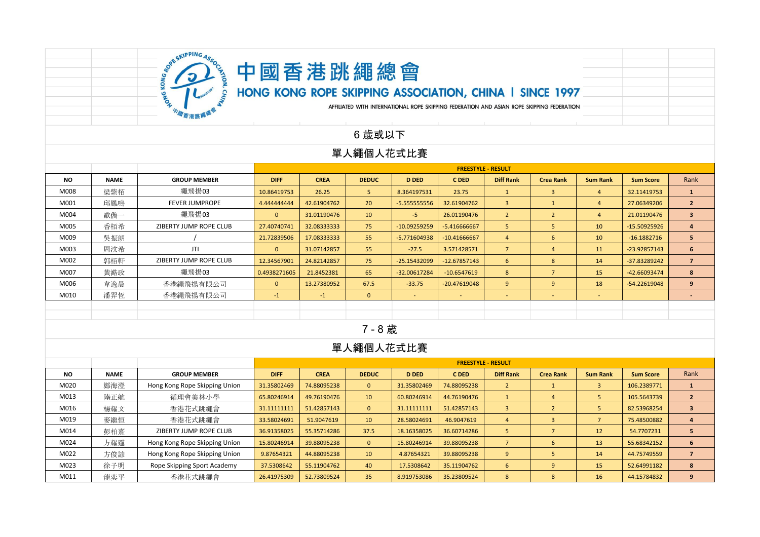# 中國香港跳繩總會

## HONG KONG ROPE SKIPPING ASSOCIATION, CHINA | SINCE 1997

AFFILIATED WITH INTERNATIONAL ROPE SKIPPING FEDERATION AND ASIAN ROPE SKIPPING FEDERATION

### 6 歲或以下

### 單人繩個人花式比賽

| NO | NAME | GROUP MEMBER | FREESTYLE - RESULT | | | | | | | | | |
|---|---|---|---|---|---|---|---|---|---|---|---|---|
| | | | DIFF | CREA | DEDUC | D DED | C DED | Diff Rank | Crea Rank | Sum Rank | Sum Score | Rank |
| M008 | 梁紫栢 | 繩飛揚03 | 10.86419753 | 26.25 | 5 | 8.364197531 | 23.75 | 1 | 3 | 4 | 32.11419753 | **1** |
| M001 | 邱鳳鳴 | FEVER JUMPROPE | 4.444444444 | 42.61904762 | 20 | -5.555555556 | 32.61904762 | 3 | 1 | 4 | 27.06349206 | **2** |
| M004 | 歐僑一 | 繩飛揚03 | 0 | 31.01190476 | 10 | -5 | 26.01190476 | 2 | 2 | 4 | 21.01190476 | **3** |
| M005 | 香栢希 | ZIBERTY JUMP ROPE CLUB | 27.40740741 | 32.08333333 | 75 | -10.09259259 | -5.416666667 | 5 | 5 | 10 | -15.50925926 | **4** |
| M009 | 吳振朗 | / | 21.72839506 | 17.08333333 | 55 | -5.771604938 | -10.41666667 | 4 | 6 | 10 | -16.1882716 | **5** |
| M003 | 周汶希 | JTI | 0 | 31.07142857 | 55 | -27.5 | 3.571428571 | 7 | 4 | 11 | -23.92857143 | **6** |
| M002 | 郭栢軒 | ZIBERTY JUMP ROPE CLUB | 12.34567901 | 24.82142857 | 75 | -25.15432099 | -12.67857143 | 6 | 8 | 14 | -37.83289242 | **7** |
| M007 | 黃澔政 | 繩飛揚03 | 0.4938271605 | 21.8452381 | 65 | -32.00617284 | -10.6547619 | 8 | 7 | 15 | -42.66093474 | **8** |
| M006 | 韋逸晨 | 香港繩飛揚有限公司 | 0 | 13.27380952 | 67.5 | -33.75 | -20.47619048 | 9 | 9 | 18 | -54.22619048 | **9** |
| M010 | 潘羿恆 | 香港繩飛揚有限公司 | -1 | -1 | 0 | - | - | - | - | - | | **-** |

### 7 - 8 歲

### 單人繩個人花式比賽

| NO | NAME | GROUP MEMBER | FREESTYLE - RESULT | | | | | | | | | |
|---|---|---|---|---|---|---|---|---|---|---|---|---|
| | | | DIFF | CREA | DEDUC | D DED | C DED | Diff Rank | Crea Rank | Sum Rank | Sum Score | Rank |
| M020 | 鄭海澄 | Hong Kong Rope Skipping Union | 31.35802469 | 74.88095238 | 0 | 31.35802469 | 74.88095238 | 2 | 1 | 3 | 106.2389771 | **1** |
| M013 | 陸正航 | 循理會美林小學 | 65.80246914 | 49.76190476 | 10 | 60.80246914 | 44.76190476 | 1 | 4 | 5 | 105.5643739 | **2** |
| M016 | 楊耀文 | 香港花式跳繩會 | 31.11111111 | 51.42857143 | 0 | 31.11111111 | 51.42857143 | 3 | 2 | 5 | 82.53968254 | **3** |
| M019 | 麥繼恒 | 香港花式跳繩會 | 33.58024691 | 51.9047619 | 10 | 28.58024691 | 46.9047619 | 4 | 3 | 7 | 75.48500882 | **4** |
| M014 | 彭柏熹 | ZIBERTY JUMP ROPE CLUB | 36.91358025 | 55.35714286 | 37.5 | 18.16358025 | 36.60714286 | 5 | 7 | 12 | 54.7707231 | **5** |
| M024 | 方耀霆 | Hong Kong Rope Skipping Union | 15.80246914 | 39.88095238 | 0 | 15.80246914 | 39.88095238 | 7 | 6 | 13 | 55.68342152 | **6** |
| M022 | 方俊諺 | Hong Kong Rope Skipping Union | 9.87654321 | 44.88095238 | 10 | 4.87654321 | 39.88095238 | 9 | 5 | 14 | 44.75749559 | **7** |
| M023 | 徐子明 | Rope Skipping Sport Academy | 37.5308642 | 55.11904762 | 40 | 17.5308642 | 35.11904762 | 6 | 9 | 15 | 52.64991182 | **8** |
| M011 | 龍奕平 | 香港花式跳繩會 | 26.41975309 | 52.73809524 | 35 | 8.919753086 | 35.23809524 | 8 | 8 | 16 | 44.15784832 | **9** |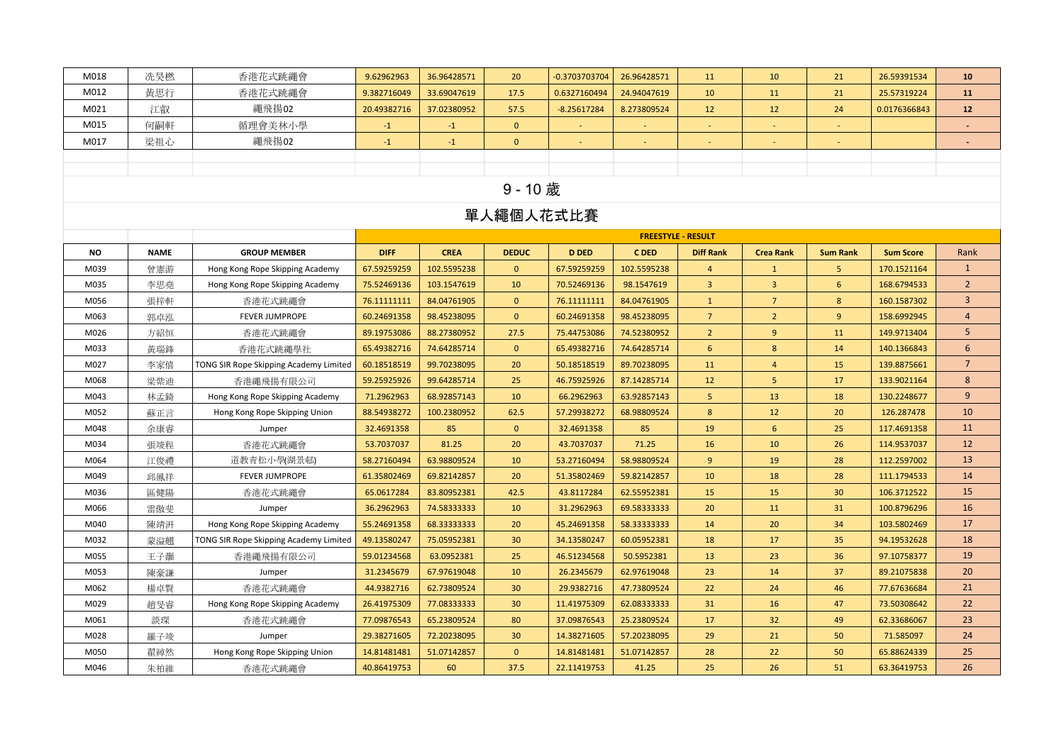| M018 | 冼旻樂 | 香港花式跳繩會 | 9.62962963 | 36.96428571 | 20 | -0.3703703704 | 26.96428571 | 11 | 10 | 21 | 26.59391534 | 10 |
|---|---|---|---|---|---|---|---|---|---|---|---|---|
| M012 | 黃思行 | 香港花式跳繩會 | 9.382716049 | 33.69047619 | 17.5 | 0.6327160494 | 24.94047619 | 10 | 11 | 21 | 25.57319224 | 11 |
| M021 | 江叡 | 繩飛揚02 | 20.49382716 | 37.02380952 | 57.5 | -8.25617284 | 8.273809524 | 12 | 12 | 24 | 0.0176366843 | 12 |
| M015 | 何嗣軒 | 循理會美林小學 | -1 | -1 | 0 | - | - | - | - | - | | - |
| M017 | 梁祖心 | 繩飛揚02 | -1 | -1 | 0 | - | - | - | - | - | | - |

## 9 - 10 歲

## 單人繩個人花式比賽

| | | | FREESTYLE - RESULT | | | | | | | | | |
|---|---|---|---|---|---|---|---|---|---|---|---|---|
| NO | NAME | GROUP MEMBER | DIFF | CREA | DEDUC | D DED | C DED | Diff Rank | Crea Rank | Sum Rank | Sum Score | Rank |
| M039 | 曾憲游 | Hong Kong Rope Skipping Academy | 67.59259259 | 102.5595238 | 0 | 67.59259259 | 102.5595238 | 4 | 1 | 5 | 170.1521164 | 1 |
| M035 | 李思堯 | Hong Kong Rope Skipping Academy | 75.52469136 | 103.1547619 | 10 | 70.52469136 | 98.1547619 | 3 | 3 | 6 | 168.6794533 | 2 |
| M056 | 張梓軒 | 香港花式跳繩會 | 76.11111111 | 84.04761905 | 0 | 76.11111111 | 84.04761905 | 1 | 7 | 8 | 160.1587302 | 3 |
| M063 | 郭卓泓 | FEVER JUMPROPE | 60.24691358 | 98.45238095 | 0 | 60.24691358 | 98.45238095 | 7 | 2 | 9 | 158.6992945 | 4 |
| M026 | 方紹恒 | 香港花式跳繩會 | 89.19753086 | 88.27380952 | 27.5 | 75.44753086 | 74.52380952 | 2 | 9 | 11 | 149.9713404 | 5 |
| M033 | 黃瑞鋒 | 香港花式跳繩學社 | 65.49382716 | 74.64285714 | 0 | 65.49382716 | 74.64285714 | 6 | 8 | 14 | 140.1366843 | 6 |
| M027 | 李家僖 | TONG SIR Rope Skipping Academy Limited | 60.18518519 | 99.70238095 | 20 | 50.18518519 | 89.70238095 | 11 | 4 | 15 | 139.8875661 | 7 |
| M068 | 梁棨迪 | 香港繩飛揚有限公司 | 59.25925926 | 99.64285714 | 25 | 46.75925926 | 87.14285714 | 12 | 5 | 17 | 133.9021164 | 8 |
| M043 | 林孟錡 | Hong Kong Rope Skipping Academy | 71.2962963 | 68.92857143 | 10 | 66.2962963 | 63.92857143 | 5 | 13 | 18 | 130.2248677 | 9 |
| M052 | 蘇正言 | Hong Kong Rope Skipping Union | 88.54938272 | 100.2380952 | 62.5 | 57.29938272 | 68.98809524 | 8 | 12 | 20 | 126.287478 | 10 |
| M048 | 余康睿 | Jumper | 32.4691358 | 85 | 0 | 32.4691358 | 85 | 19 | 6 | 25 | 117.4691358 | 11 |
| M034 | 張竣程 | 香港花式跳繩會 | 53.7037037 | 81.25 | 20 | 43.7037037 | 71.25 | 16 | 10 | 26 | 114.9537037 | 12 |
| M064 | 江俊禮 | 道教青松小學(湖景邨) | 58.27160494 | 63.98809524 | 10 | 53.27160494 | 58.98809524 | 9 | 19 | 28 | 112.2597002 | 13 |
| M049 | 邱鳳祥 | FEVER JUMPROPE | 61.35802469 | 59.82142857 | 20 | 51.35802469 | 59.82142857 | 10 | 18 | 28 | 111.1794533 | 14 |
| M036 | 區健陽 | 香港花式跳繩會 | 65.0617284 | 83.80952381 | 42.5 | 43.8117284 | 62.55952381 | 15 | 15 | 30 | 106.3712522 | 15 |
| M066 | 雷傲斐 | Jumper | 36.2962963 | 74.58333333 | 10 | 31.2962963 | 69.58333333 | 20 | 11 | 31 | 100.8796296 | 16 |
| M040 | 陳靖洴 | Hong Kong Rope Skipping Academy | 55.24691358 | 68.33333333 | 20 | 45.24691358 | 58.33333333 | 14 | 20 | 34 | 103.5802469 | 17 |
| M032 | 蒙溢翹 | TONG SIR Rope Skipping Academy Limited | 49.13580247 | 75.05952381 | 30 | 34.13580247 | 60.05952381 | 18 | 17 | 35 | 94.19532628 | 18 |
| M055 | 王子灝 | 香港繩飛揚有限公司 | 59.01234568 | 63.0952381 | 25 | 46.51234568 | 50.5952381 | 13 | 23 | 36 | 97.10758377 | 19 |
| M053 | 陳豪謙 | Jumper | 31.2345679 | 67.97619048 | 10 | 26.2345679 | 62.97619048 | 23 | 14 | 37 | 89.21075838 | 20 |
| M062 | 楊卓賢 | 香港花式跳繩會 | 44.9382716 | 62.73809524 | 30 | 29.9382716 | 47.73809524 | 22 | 24 | 46 | 77.67636684 | 21 |
| M029 | 趙旻睿 | Hong Kong Rope Skipping Academy | 26.41975309 | 77.08333333 | 30 | 11.41975309 | 62.08333333 | 31 | 16 | 47 | 73.50308642 | 22 |
| M061 | 談琛 | 香港花式跳繩會 | 77.09876543 | 65.23809524 | 80 | 37.09876543 | 25.23809524 | 17 | 32 | 49 | 62.33686067 | 23 |
| M028 | 羅子竣 | Jumper | 29.38271605 | 72.20238095 | 30 | 14.38271605 | 57.20238095 | 29 | 21 | 50 | 71.585097 | 24 |
| M050 | 翟緯然 | Hong Kong Rope Skipping Union | 14.81481481 | 51.07142857 | 0 | 14.81481481 | 51.07142857 | 28 | 22 | 50 | 65.88624339 | 25 |
| M046 | 朱柏維 | 香港花式跳繩會 | 40.86419753 | 60 | 37.5 | 22.11419753 | 41.25 | 25 | 26 | 51 | 63.36419753 | 26 |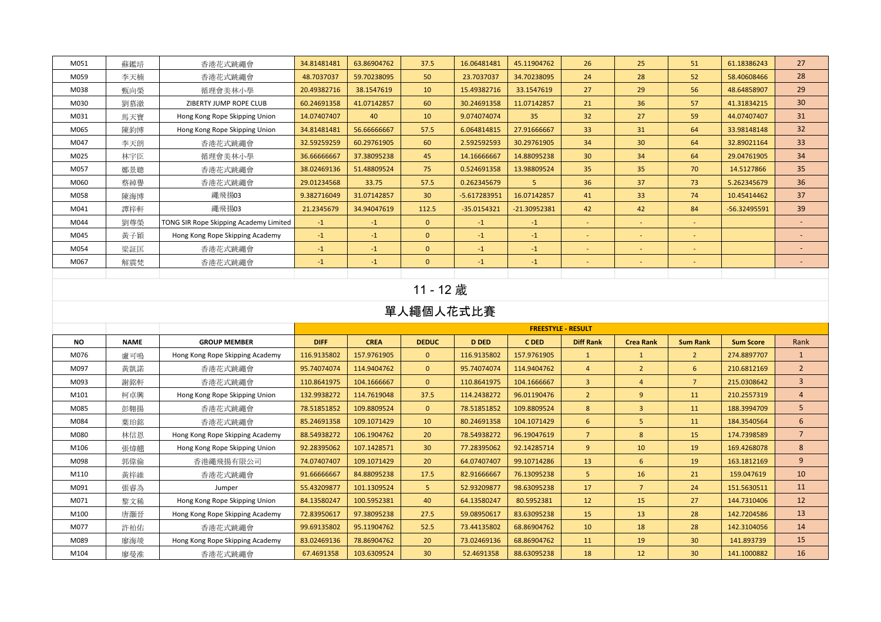| M051 | 蘇鑑培 | 香港花式跳繩會 | 34.81481481 | 63.86904762 | 37.5 | 16.06481481 | 45.11904762 | 26 | 25 | 51 | 61.18386243 | 27 |
|---|---|---|---|---|---|---|---|---|---|---|---|---|
| M059 | 李天楠 | 香港花式跳繩會 | 48.7037037 | 59.70238095 | 50 | 23.7037037 | 34.70238095 | 24 | 28 | 52 | 58.40608466 | 28 |
| M038 | 甄向燊 | 循理會美林小學 | 20.49382716 | 38.1547619 | 10 | 15.49382716 | 33.1547619 | 27 | 29 | 56 | 48.64858907 | 29 |
| M030 | 劉嘉澂 | ZIBERTY JUMP ROPE CLUB | 60.24691358 | 41.07142857 | 60 | 30.24691358 | 11.07142857 | 21 | 36 | 57 | 41.31834215 | 30 |
| M031 | 馬天寶 | Hong Kong Rope Skipping Union | 14.07407407 | 40 | 10 | 9.074074074 | 35 | 32 | 27 | 59 | 44.07407407 | 31 |
| M065 | 陳鈞博 | Hong Kong Rope Skipping Union | 34.81481481 | 56.66666667 | 57.5 | 6.064814815 | 27.91666667 | 33 | 31 | 64 | 33.98148148 | 32 |
| M047 | 李天朗 | 香港花式跳繩會 | 32.59259259 | 60.29761905 | 60 | 2.592592593 | 30.29761905 | 34 | 30 | 64 | 32.89021164 | 33 |
| M025 | 林宇臣 | 循理會美林小學 | 36.66666667 | 37.38095238 | 45 | 14.16666667 | 14.88095238 | 30 | 34 | 64 | 29.04761905 | 34 |
| M057 | 鄒景聰 | 香港花式跳繩會 | 38.02469136 | 51.48809524 | 75 | 0.524691358 | 13.98809524 | 35 | 35 | 70 | 14.5127866 | 35 |
| M060 | 蔡綽譽 | 香港花式跳繩會 | 29.01234568 | 33.75 | 57.5 | 0.262345679 | 5 | 36 | 37 | 73 | 5.262345679 | 36 |
| M058 | 陳海博 | 繩飛揚03 | 9.382716049 | 31.07142857 | 30 | -5.617283951 | 16.07142857 | 41 | 33 | 74 | 10.45414462 | 37 |
| M041 | 譚梓軒 | 繩飛揚03 | 21.2345679 | 34.94047619 | 112.5 | -35.0154321 | -21.30952381 | 42 | 42 | 84 | -56.32495591 | 39 |
| M044 | 劉尊燊 | TONG SIR Rope Skipping Academy Limited | -1 | -1 | 0 | -1 | -1 | - | - | - | | - |
| M045 | 黃子穎 | Hong Kong Rope Skipping Academy | -1 | -1 | 0 | -1 | -1 | - | - | - | | - |
| M054 | 梁証匡 | 香港花式跳繩會 | -1 | -1 | 0 | -1 | -1 | - | - | - | | - |
| M067 | 解震梵 | 香港花式跳繩會 | -1 | -1 | 0 | -1 | -1 | - | - | - | | - |

## 11 - 12 歲

## 單人繩個人花式比賽

| | | | FREESTYLE - RESULT | | | | | | | | | |
|---|---|---|---|---|---|---|---|---|---|---|---|---|
| NO | NAME | GROUP MEMBER | DIFF | CREA | DEDUC | D DED | C DED | Diff Rank | Crea Rank | Sum Rank | Sum Score | Rank |
| M076 | 盧可鳴 | Hong Kong Rope Skipping Academy | 116.9135802 | 157.9761905 | 0 | 116.9135802 | 157.9761905 | 1 | 1 | 2 | 274.8897707 | 1 |
| M097 | 黃凱諾 | 香港花式跳繩會 | 95.74074074 | 114.9404762 | 0 | 95.74074074 | 114.9404762 | 4 | 2 | 6 | 210.6812169 | 2 |
| M093 | 謝銘軒 | 香港花式跳繩會 | 110.8641975 | 104.1666667 | 0 | 110.8641975 | 104.1666667 | 3 | 4 | 7 | 215.0308642 | 3 |
| M101 | 柯卓興 | Hong Kong Rope Skipping Union | 132.9938272 | 114.7619048 | 37.5 | 114.2438272 | 96.01190476 | 2 | 9 | 11 | 210.2557319 | 4 |
| M085 | 彭翱揚 | 香港花式跳繩會 | 78.51851852 | 109.8809524 | 0 | 78.51851852 | 109.8809524 | 8 | 3 | 11 | 188.3994709 | 5 |
| M084 | 葉珀銘 | 香港花式跳繩會 | 85.24691358 | 109.1071429 | 10 | 80.24691358 | 104.1071429 | 6 | 5 | 11 | 184.3540564 | 6 |
| M080 | 林信恩 | Hong Kong Rope Skipping Academy | 88.54938272 | 106.1904762 | 20 | 78.54938272 | 96.19047619 | 7 | 8 | 15 | 174.7398589 | 7 |
| M106 | 張煒翹 | Hong Kong Rope Skipping Union | 92.28395062 | 107.1428571 | 30 | 77.28395062 | 92.14285714 | 9 | 10 | 19 | 169.4268078 | 8 |
| M098 | 郭偉倫 | 香港繩飛揚有限公司 | 74.07407407 | 109.1071429 | 20 | 64.07407407 | 99.10714286 | 13 | 6 | 19 | 163.1812169 | 9 |
| M110 | 黃梓維 | 香港花式跳繩會 | 91.66666667 | 84.88095238 | 17.5 | 82.91666667 | 76.13095238 | 5 | 16 | 21 | 159.047619 | 10 |
| M091 | 張睿為 | Jumper | 55.43209877 | 101.1309524 | 5 | 52.93209877 | 98.63095238 | 17 | 7 | 24 | 151.5630511 | 11 |
| M071 | 黎文稀 | Hong Kong Rope Skipping Union | 84.13580247 | 100.5952381 | 40 | 64.13580247 | 80.5952381 | 12 | 15 | 27 | 144.7310406 | 12 |
| M100 | 唐灝晉 | Hong Kong Rope Skipping Academy | 72.83950617 | 97.38095238 | 27.5 | 59.08950617 | 83.63095238 | 15 | 13 | 28 | 142.7204586 | 13 |
| M077 | 許柏佑 | 香港花式跳繩會 | 99.69135802 | 95.11904762 | 52.5 | 73.44135802 | 68.86904762 | 10 | 18 | 28 | 142.3104056 | 14 |
| M089 | 廖海竣 | Hong Kong Rope Skipping Academy | 83.02469136 | 78.86904762 | 20 | 73.02469136 | 68.86904762 | 11 | 19 | 30 | 141.893739 | 15 |
| M104 | 廖旻淮 | 香港花式跳繩會 | 67.4691358 | 103.6309524 | 30 | 52.4691358 | 88.63095238 | 18 | 12 | 30 | 141.1000882 | 16 |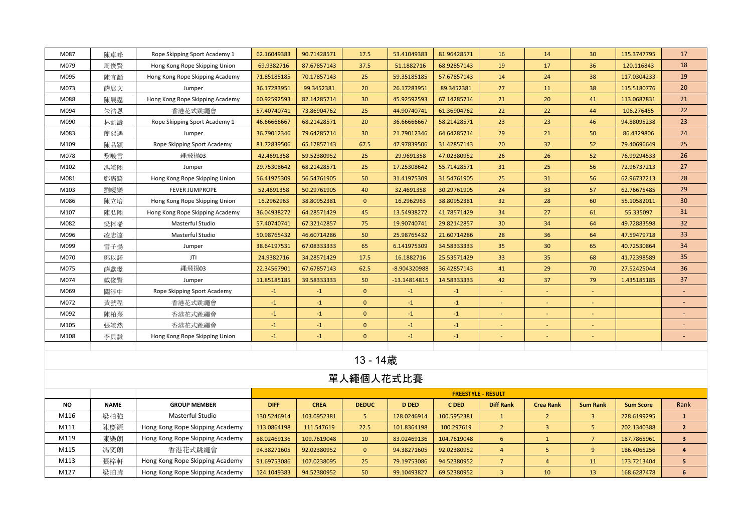| | | | | | | | | | | | | |
|---|---|---|---|---|---|---|---|---|---|---|---|---|
| M087 | 陳卓峰 | Rope Skipping Sport Academy 1 | 62.16049383 | 90.71428571 | 17.5 | 53.41049383 | 81.96428571 | 16 | 14 | 30 | 135.3747795 | 17 |
| M079 | 周俊賢 | Hong Kong Rope Skipping Union | 69.9382716 | 87.67857143 | 37.5 | 51.1882716 | 68.92857143 | 19 | 17 | 36 | 120.116843 | 18 |
| M095 | 陳宜灝 | Hong Kong Rope Skipping Academy | 71.85185185 | 70.17857143 | 25 | 59.35185185 | 57.67857143 | 14 | 24 | 38 | 117.0304233 | 19 |
| M073 | 薛展文 | Jumper | 36.17283951 | 99.3452381 | 20 | 26.17283951 | 89.3452381 | 27 | 11 | 38 | 115.5180776 | 20 |
| M088 | 陳展霆 | Hong Kong Rope Skipping Academy | 60.92592593 | 82.14285714 | 30 | 45.92592593 | 67.14285714 | 21 | 20 | 41 | 113.0687831 | 21 |
| M094 | 朱浩恩 | 香港花式跳繩會 | 57.40740741 | 73.86904762 | 25 | 44.90740741 | 61.36904762 | 22 | 22 | 44 | 106.276455 | 22 |
| M090 | 林凱濤 | Rope Skipping Sport Academy 1 | 46.66666667 | 68.21428571 | 20 | 36.66666667 | 58.21428571 | 23 | 23 | 46 | 94.88095238 | 23 |
| M083 | 簡熙遇 | Jumper | 36.79012346 | 79.64285714 | 30 | 21.79012346 | 64.64285714 | 29 | 21 | 50 | 86.4329806 | 24 |
| M109 | 陳品穎 | Rope Skipping Sport Academy | 81.72839506 | 65.17857143 | 67.5 | 47.97839506 | 31.42857143 | 20 | 32 | 52 | 79.40696649 | 25 |
| M078 | 黎畯言 | 繩飛揚03 | 42.4691358 | 59.52380952 | 25 | 29.9691358 | 47.02380952 | 26 | 26 | 52 | 76.99294533 | 26 |
| M102 | 馮竣熙 | Jumper | 29.75308642 | 68.21428571 | 25 | 17.25308642 | 55.71428571 | 31 | 25 | 56 | 72.96737213 | 27 |
| M081 | 鄭雋錡 | Hong Kong Rope Skipping Union | 56.41975309 | 56.54761905 | 50 | 31.41975309 | 31.54761905 | 25 | 31 | 56 | 62.96737213 | 28 |
| M103 | 劉曉樂 | FEVER JUMPROPE | 52.4691358 | 50.29761905 | 40 | 32.4691358 | 30.29761905 | 24 | 33 | 57 | 62.76675485 | 29 |
| M086 | 陳立培 | Hong Kong Rope Skipping Union | 16.2962963 | 38.80952381 | 0 | 16.2962963 | 38.80952381 | 32 | 28 | 60 | 55.10582011 | 30 |
| M107 | 陳弘熙 | Hong Kong Rope Skipping Academy | 36.04938272 | 64.28571429 | 45 | 13.54938272 | 41.78571429 | 34 | 27 | 61 | 55.335097 | 31 |
| M082 | 梁梓晞 | Masterful Studio | 57.40740741 | 67.32142857 | 75 | 19.90740741 | 29.82142857 | 30 | 34 | 64 | 49.72883598 | 32 |
| M096 | 凌志遠 | Masterful Studio | 50.98765432 | 46.60714286 | 50 | 25.98765432 | 21.60714286 | 28 | 36 | 64 | 47.59479718 | 33 |
| M099 | 雷子揚 | Jumper | 38.64197531 | 67.08333333 | 65 | 6.141975309 | 34.58333333 | 35 | 30 | 65 | 40.72530864 | 34 |
| M070 | 鄧以諾 | JTI | 24.9382716 | 34.28571429 | 17.5 | 16.1882716 | 25.53571429 | 33 | 35 | 68 | 41.72398589 | 35 |
| M075 | 薛歡璟 | 繩飛揚03 | 22.34567901 | 67.67857143 | 62.5 | -8.904320988 | 36.42857143 | 41 | 29 | 70 | 27.52425044 | 36 |
| M074 | 戴俊賢 | Jumper | 11.85185185 | 39.58333333 | 50 | -13.14814815 | 14.58333333 | 42 | 37 | 79 | 1.435185185 | 37 |
| M069 | 關淳中 | Rope Skipping Sport Academy | -1 | -1 | 0 | -1 | -1 | - | - | - | | - |
| M072 | 黃號程 | 香港花式跳繩會 | -1 | -1 | 0 | -1 | -1 | - | - | - | | - |
| M092 | 陳柏熹 | 香港花式跳繩會 | -1 | -1 | 0 | -1 | -1 | - | - | - | | - |
| M105 | 張竣然 | 香港花式跳繩會 | -1 | -1 | 0 | -1 | -1 | - | - | - | | - |
| M108 | 李貝謙 | Hong Kong Rope Skipping Union | -1 | -1 | 0 | -1 | -1 | - | - | - | | - |

## 13 - 14歲

## 單人繩個人花式比賽

| | | | FREESTYLE - RESULT | | | | | | | | | |
|---|---|---|---|---|---|---|---|---|---|---|---|---|
| **NO** | **NAME** | **GROUP MEMBER** | **DIFF** | **CREA** | **DEDUC** | **D DED** | **C DED** | **Diff Rank** | **Crea Rank** | **Sum Rank** | **Sum Score** | Rank |
| M116 | 梁柏強 | Masterful Studio | 130.5246914 | 103.0952381 | 5 | 128.0246914 | 100.5952381 | 1 | 2 | 3 | 228.6199295 | **1** |
| M111 | 陳慶源 | Hong Kong Rope Skipping Academy | 113.0864198 | 111.547619 | 22.5 | 101.8364198 | 100.297619 | 2 | 3 | 5 | 202.1340388 | **2** |
| M119 | 陳樂朗 | Hong Kong Rope Skipping Academy | 88.02469136 | 109.7619048 | 10 | 83.02469136 | 104.7619048 | 6 | 1 | 7 | 187.7865961 | **3** |
| M115 | 馮奕朗 | 香港花式跳繩會 | 94.38271605 | 92.02380952 | 0 | 94.38271605 | 92.02380952 | 4 | 5 | 9 | 186.4065256 | **4** |
| M113 | 張梓軒 | Hong Kong Rope Skipping Academy | 91.69753086 | 107.0238095 | 25 | 79.19753086 | 94.52380952 | 7 | 4 | 11 | 173.7213404 | **5** |
| M127 | 梁珀瑋 | Hong Kong Rope Skipping Academy | 124.1049383 | 94.52380952 | 50 | 99.10493827 | 69.52380952 | 3 | 10 | 13 | 168.6287478 | **6** |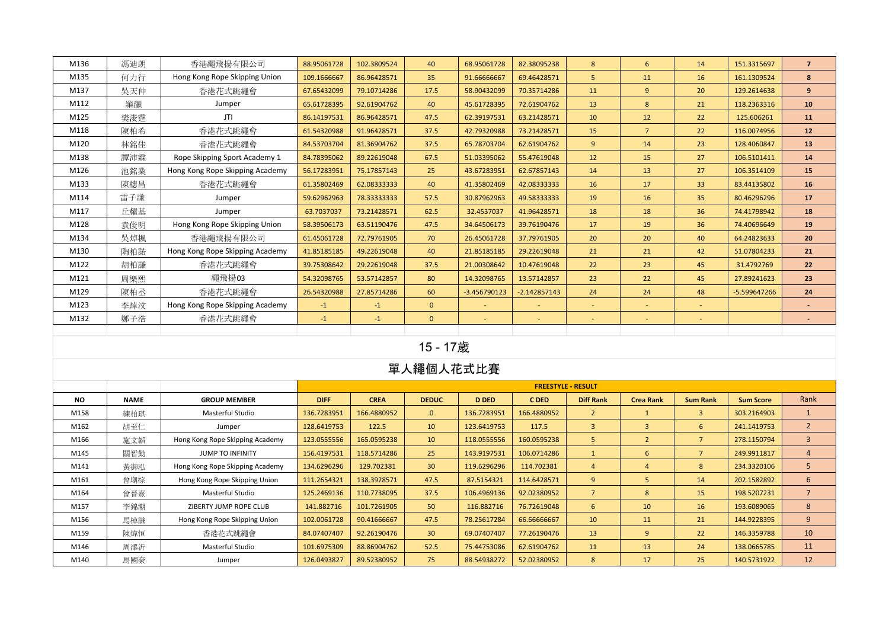| M136 | 馮迪朗 | 香港繩飛揚有限公司 | 88.95061728 | 102.3809524 | 40 | 68.95061728 | 82.38095238 | 8 | 6 | 14 | 151.3315697 | 7 |
|---|---|---|---|---|---|---|---|---|---|---|---|---|
| M135 | 何力行 | Hong Kong Rope Skipping Union | 109.1666667 | 86.96428571 | 35 | 91.66666667 | 69.46428571 | 5 | 11 | 16 | 161.1309524 | 8 |
| M137 | 吳天仲 | 香港花式跳繩會 | 67.65432099 | 79.10714286 | 17.5 | 58.90432099 | 70.35714286 | 11 | 9 | 20 | 129.2614638 | 9 |
| M112 | 羅灝 | Jumper | 65.61728395 | 92.61904762 | 40 | 45.61728395 | 72.61904762 | 13 | 8 | 21 | 118.2363316 | 10 |
| M125 | 樊浚霆 | JTI | 86.14197531 | 86.96428571 | 47.5 | 62.39197531 | 63.21428571 | 10 | 12 | 22 | 125.606261 | 11 |
| M118 | 陳柏希 | 香港花式跳繩會 | 61.54320988 | 91.96428571 | 37.5 | 42.79320988 | 73.21428571 | 15 | 7 | 22 | 116.0074956 | 12 |
| M120 | 林銘佳 | 香港花式跳繩會 | 84.53703704 | 81.36904762 | 37.5 | 65.78703704 | 62.61904762 | 9 | 14 | 23 | 128.4060847 | 13 |
| M138 | 譚沛霖 | Rope Skipping Sport Academy 1 | 84.78395062 | 89.22619048 | 67.5 | 51.03395062 | 55.47619048 | 12 | 15 | 27 | 106.5101411 | 14 |
| M126 | 池銘業 | Hong Kong Rope Skipping Academy | 56.17283951 | 75.17857143 | 25 | 43.67283951 | 62.67857143 | 14 | 13 | 27 | 106.3514109 | 15 |
| M133 | 陳穗昌 | 香港花式跳繩會 | 61.35802469 | 62.08333333 | 40 | 41.35802469 | 42.08333333 | 16 | 17 | 33 | 83.44135802 | 16 |
| M114 | 雷子謙 | Jumper | 59.62962963 | 78.33333333 | 57.5 | 30.87962963 | 49.58333333 | 19 | 16 | 35 | 80.46296296 | 17 |
| M117 | 丘耀基 | Jumper | 63.7037037 | 73.21428571 | 62.5 | 32.4537037 | 41.96428571 | 18 | 18 | 36 | 74.41798942 | 18 |
| M128 | 袁俊明 | Hong Kong Rope Skipping Union | 58.39506173 | 63.51190476 | 47.5 | 34.64506173 | 39.76190476 | 17 | 19 | 36 | 74.40696649 | 19 |
| M134 | 吳焯楓 | 香港繩飛揚有限公司 | 61.45061728 | 72.79761905 | 70 | 26.45061728 | 37.79761905 | 20 | 20 | 40 | 64.24823633 | 20 |
| M130 | 陶柏諾 | Hong Kong Rope Skipping Academy | 41.85185185 | 49.22619048 | 40 | 21.85185185 | 29.22619048 | 21 | 21 | 42 | 51.07804233 | 21 |
| M122 | 胡柏謙 | 香港花式跳繩會 | 39.75308642 | 29.22619048 | 37.5 | 21.00308642 | 10.47619048 | 22 | 23 | 45 | 31.4792769 | 22 |
| M121 | 周樂熙 | 繩飛揚03 | 54.32098765 | 53.57142857 | 80 | 14.32098765 | 13.57142857 | 23 | 22 | 45 | 27.89241623 | 23 |
| M129 | 陳柏丞 | 香港花式跳繩會 | 26.54320988 | 27.85714286 | 60 | -3.456790123 | -2.142857143 | 24 | 24 | 48 | -5.599647266 | 24 |
| M123 | 李焯汶 | Hong Kong Rope Skipping Academy | -1 | -1 | 0 | - | - | - | - | - | | - |
| M132 | 鄭子浩 | 香港花式跳繩會 | -1 | -1 | 0 | - | - | - | - | - | | - |

## 15 - 17歲

## 單人繩個人花式比賽

| | | | FREESTYLE - RESULT | | | | | | | | | |
|---|---|---|---|---|---|---|---|---|---|---|---|---|
| **NO** | **NAME** | **GROUP MEMBER** | **DIFF** | **CREA** | **DEDUC** | **D DED** | **C DED** | **Diff Rank** | **Crea Rank** | **Sum Rank** | **Sum Score** | Rank |
| M158 | 練柏琪 | Masterful Studio | 136.7283951 | 166.4880952 | 0 | 136.7283951 | 166.4880952 | 2 | 1 | 3 | 303.2164903 | 1 |
| M162 | 胡至仁 | Jumper | 128.6419753 | 122.5 | 10 | 123.6419753 | 117.5 | 3 | 3 | 6 | 241.1419753 | 2 |
| M166 | 施文韜 | Hong Kong Rope Skipping Academy | 123.0555556 | 165.0595238 | 10 | 118.0555556 | 160.0595238 | 5 | 2 | 7 | 278.1150794 | 3 |
| M145 | 關智勤 | JUMP TO INFINITY | 156.4197531 | 118.5714286 | 25 | 143.9197531 | 106.0714286 | 1 | 6 | 7 | 249.9911817 | 4 |
| M141 | 黃御泓 | Hong Kong Rope Skipping Academy | 134.6296296 | 129.702381 | 30 | 119.6296296 | 114.702381 | 4 | 4 | 8 | 234.3320106 | 5 |
| M161 | 曾堈棕 | Hong Kong Rope Skipping Union | 111.2654321 | 138.3928571 | 47.5 | 87.5154321 | 114.6428571 | 9 | 5 | 14 | 202.1582892 | 6 |
| M164 | 曾晉熹 | Masterful Studio | 125.2469136 | 110.7738095 | 37.5 | 106.4969136 | 92.02380952 | 7 | 8 | 15 | 198.5207231 | 7 |
| M157 | 李錦潮 | ZIBERTY JUMP ROPE CLUB | 141.882716 | 101.7261905 | 50 | 116.882716 | 76.72619048 | 6 | 10 | 16 | 193.6089065 | 8 |
| M156 | 馬棹謙 | Hong Kong Rope Skipping Union | 102.0061728 | 90.41666667 | 47.5 | 78.25617284 | 66.66666667 | 10 | 11 | 21 | 144.9228395 | 9 |
| M159 | 陳煒恒 | 香港花式跳繩會 | 84.07407407 | 92.26190476 | 30 | 69.07407407 | 77.26190476 | 13 | 9 | 22 | 146.3359788 | 10 |
| M146 | 周澤沂 | Masterful Studio | 101.6975309 | 88.86904762 | 52.5 | 75.44753086 | 62.61904762 | 11 | 13 | 24 | 138.0665785 | 11 |
| M140 | 馬國豪 | Jumper | 126.0493827 | 89.52380952 | 75 | 88.54938272 | 52.02380952 | 8 | 17 | 25 | 140.5731922 | 12 |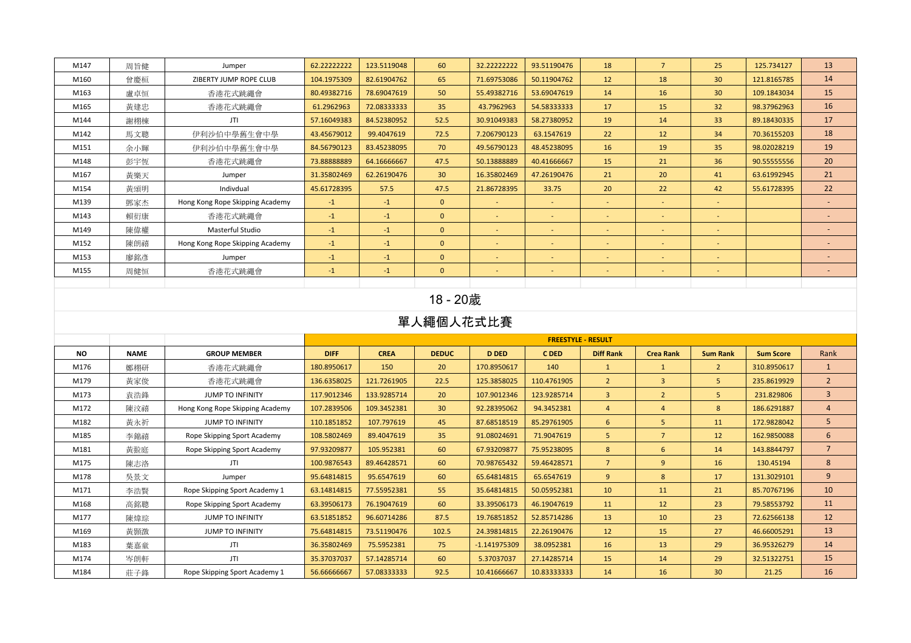| M147 | 周旨健 | Jumper | 62.22222222 | 123.5119048 | 60 | 32.22222222 | 93.51190476 | 18 | 7 | 25 | 125.734127 | 13 |
|---|---|---|---|---|---|---|---|---|---|---|---|---|
| M160 | 曾慶桓 | ZIBERTY JUMP ROPE CLUB | 104.1975309 | 82.61904762 | 65 | 71.69753086 | 50.11904762 | 12 | 18 | 30 | 121.8165785 | 14 |
| M163 | 盧卓恒 | 香港花式跳繩會 | 80.49382716 | 78.69047619 | 50 | 55.49382716 | 53.69047619 | 14 | 16 | 30 | 109.1843034 | 15 |
| M165 | 黃建忠 | 香港花式跳繩會 | 61.2962963 | 72.08333333 | 35 | 43.7962963 | 54.58333333 | 17 | 15 | 32 | 98.37962963 | 16 |
| M144 | 謝栩棟 | JTI | 57.16049383 | 84.52380952 | 52.5 | 30.91049383 | 58.27380952 | 19 | 14 | 33 | 89.18430335 | 17 |
| M142 | 馬文聰 | 伊利沙伯中學舊生會中學 | 43.45679012 | 99.4047619 | 72.5 | 7.206790123 | 63.1547619 | 22 | 12 | 34 | 70.36155203 | 18 |
| M151 | 余小輝 | 伊利沙伯中學舊生會中學 | 84.56790123 | 83.45238095 | 70 | 49.56790123 | 48.45238095 | 16 | 19 | 35 | 98.02028219 | 19 |
| M148 | 彭宇恆 | 香港花式跳繩會 | 73.88888889 | 64.16666667 | 47.5 | 50.13888889 | 40.41666667 | 15 | 21 | 36 | 90.55555556 | 20 |
| M167 | 黃樂天 | Jumper | 31.35802469 | 62.26190476 | 30 | 16.35802469 | 47.26190476 | 21 | 20 | 41 | 63.61992945 | 21 |
| M154 | 黃頌明 | Indivdual | 45.61728395 | 57.5 | 47.5 | 21.86728395 | 33.75 | 20 | 22 | 42 | 55.61728395 | 22 |
| M139 | 鄧家杰 | Hong Kong Rope Skipping Academy | -1 | -1 | 0 | - | - | - | - | - | | - |
| M143 | 賴衍康 | 香港花式跳繩會 | -1 | -1 | 0 | - | - | - | - | - | | - |
| M149 | 陳偉權 | Masterful Studio | -1 | -1 | 0 | - | - | - | - | - | | - |
| M152 | 陳朗禧 | Hong Kong Rope Skipping Academy | -1 | -1 | 0 | - | - | - | - | - | | - |
| M153 | 廖銘彥 | Jumper | -1 | -1 | 0 | - | - | - | - | - | | - |
| M155 | 周健恒 | 香港花式跳繩會 | -1 | -1 | 0 | - | - | - | - | - | | - |

## 18 - 20歲

## 單人繩個人花式比賽

| | | | FREESTYLE - RESULT | | | | | | | | | |
|---|---|---|---|---|---|---|---|---|---|---|---|---|
| **NO** | **NAME** | **GROUP MEMBER** | **DIFF** | **CREA** | **DEDUC** | **D DED** | **C DED** | **Diff Rank** | **Crea Rank** | **Sum Rank** | **Sum Score** | Rank |
| M176 | 鄺栩研 | 香港花式跳繩會 | 180.8950617 | 150 | 20 | 170.8950617 | 140 | 1 | 1 | 2 | 310.8950617 | 1 |
| M179 | 黃家俊 | 香港花式跳繩會 | 136.6358025 | 121.7261905 | 22.5 | 125.3858025 | 110.4761905 | 2 | 3 | 5 | 235.8619929 | 2 |
| M173 | 袁浩鋒 | JUMP TO INFINITY | 117.9012346 | 133.9285714 | 20 | 107.9012346 | 123.9285714 | 3 | 2 | 5 | 231.829806 | 3 |
| M172 | 陳汶禧 | Hong Kong Rope Skipping Academy | 107.2839506 | 109.3452381 | 30 | 92.28395062 | 94.3452381 | 4 | 4 | 8 | 186.6291887 | 4 |
| M182 | 黃永祈 | JUMP TO INFINITY | 110.1851852 | 107.797619 | 45 | 87.68518519 | 85.29761905 | 6 | 5 | 11 | 172.9828042 | 5 |
| M185 | 李錦禧 | Rope Skipping Sport Academy | 108.5802469 | 89.4047619 | 35 | 91.08024691 | 71.9047619 | 5 | 7 | 12 | 162.9850088 | 6 |
| M181 | 黃鋭庭 | Rope Skipping Sport Academy | 97.93209877 | 105.952381 | 60 | 67.93209877 | 75.95238095 | 8 | 6 | 14 | 143.8844797 | 7 |
| M175 | 陳志洛 | JTI | 100.9876543 | 89.46428571 | 60 | 70.98765432 | 59.46428571 | 7 | 9 | 16 | 130.45194 | 8 |
| M178 | 吳景文 | Jumper | 95.64814815 | 95.6547619 | 60 | 65.64814815 | 65.6547619 | 9 | 8 | 17 | 131.3029101 | 9 |
| M171 | 李浩賢 | Rope Skipping Sport Academy 1 | 63.14814815 | 77.55952381 | 55 | 35.64814815 | 50.05952381 | 10 | 11 | 21 | 85.70767196 | 10 |
| M168 | 高銘聰 | Rope Skipping Sport Academy | 63.39506173 | 76.19047619 | 60 | 33.39506173 | 46.19047619 | 11 | 12 | 23 | 79.58553792 | 11 |
| M177 | 陳煒琮 | JUMP TO INFINITY | 63.51851852 | 96.60714286 | 87.5 | 19.76851852 | 52.85714286 | 13 | 10 | 23 | 72.62566138 | 12 |
| M169 | 黃顥激 | JUMP TO INFINITY | 75.64814815 | 73.51190476 | 102.5 | 24.39814815 | 22.26190476 | 12 | 15 | 27 | 46.66005291 | 13 |
| M183 | 葉嘉童 | JTI | 36.35802469 | 75.5952381 | 75 | -1.141975309 | 38.0952381 | 16 | 13 | 29 | 36.95326279 | 14 |
| M174 | 岑朗軒 | JTI | 35.37037037 | 57.14285714 | 60 | 5.37037037 | 27.14285714 | 15 | 14 | 29 | 32.51322751 | 15 |
| M184 | 莊子鋒 | Rope Skipping Sport Academy 1 | 56.66666667 | 57.08333333 | 92.5 | 10.41666667 | 10.83333333 | 14 | 16 | 30 | 21.25 | 16 |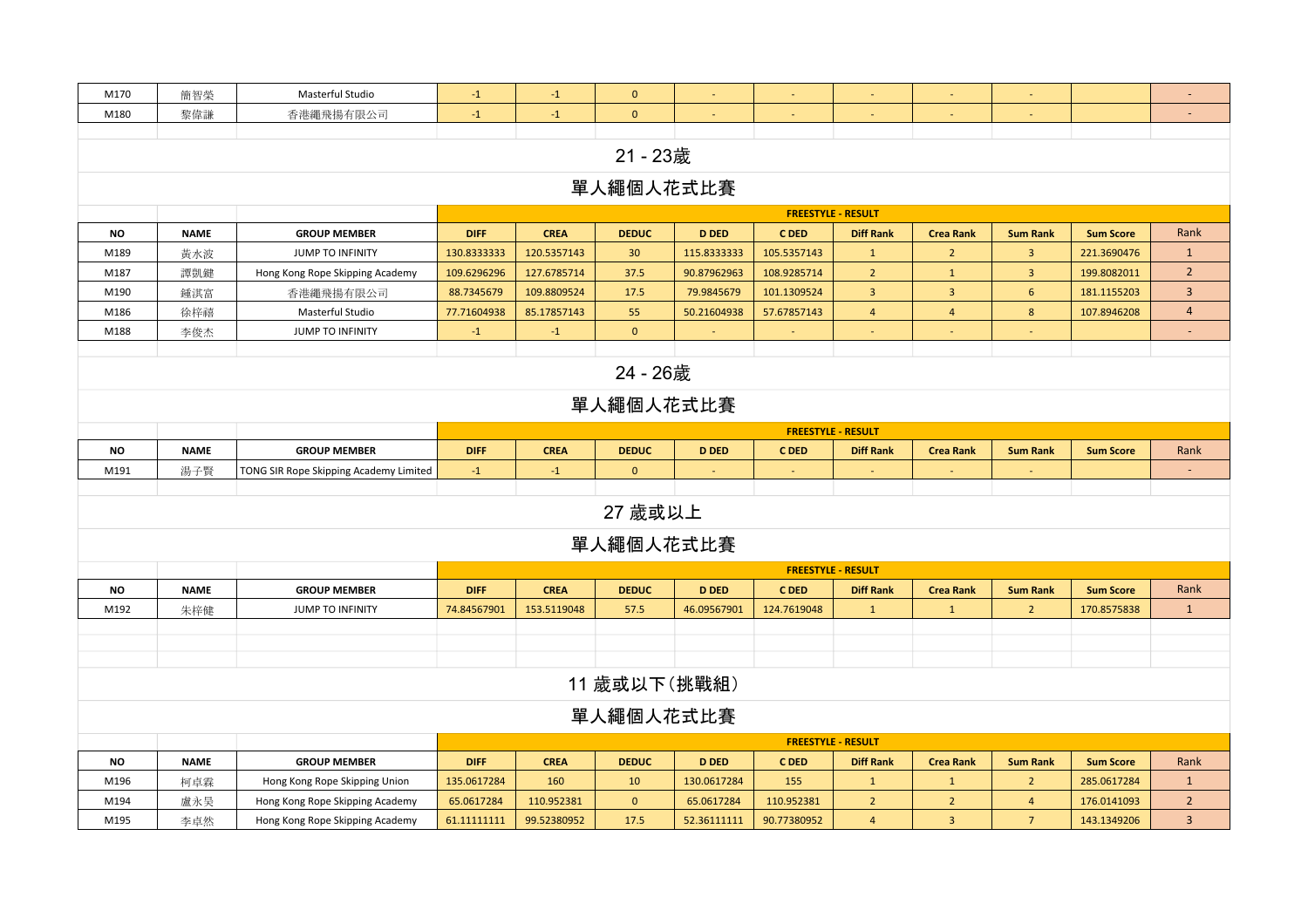| M170 | 簡智榮 | Masterful Studio | -1 | -1 | 0 | - | - | - | - | - | | - |
|---|---|---|---|---|---|---|---|---|---|---|---|---|
| M180 | 黎偉謙 | 香港繩飛揚有限公司 | -1 | -1 | 0 | - | - | - | - | - | | - |

## 21 - 23歲

## 單人繩個人花式比賽

| | | | FREESTYLE - RESULT | | | | | | | | | |
|---|---|---|---|---|---|---|---|---|---|---|---|---|
| NO | NAME | GROUP MEMBER | DIFF | CREA | DEDUC | D DED | C DED | Diff Rank | Crea Rank | Sum Rank | Sum Score | Rank |
| M189 | 黃水波 | JUMP TO INFINITY | 130.8333333 | 120.5357143 | 30 | 115.8333333 | 105.5357143 | 1 | 2 | 3 | 221.3690476 | 1 |
| M187 | 譚凱鍵 | Hong Kong Rope Skipping Academy | 109.6296296 | 127.6785714 | 37.5 | 90.87962963 | 108.9285714 | 2 | 1 | 3 | 199.8082011 | 2 |
| M190 | 鍾淇富 | 香港繩飛揚有限公司 | 88.7345679 | 109.8809524 | 17.5 | 79.9845679 | 101.1309524 | 3 | 3 | 6 | 181.1155203 | 3 |
| M186 | 徐梓禧 | Masterful Studio | 77.71604938 | 85.17857143 | 55 | 50.21604938 | 57.67857143 | 4 | 4 | 8 | 107.8946208 | 4 |
| M188 | 李俊杰 | JUMP TO INFINITY | -1 | -1 | 0 | - | - | - | - | - | | - |

## 24 - 26歲

## 單人繩個人花式比賽

| | | | FREESTYLE - RESULT | | | | | | | | | |
|---|---|---|---|---|---|---|---|---|---|---|---|---|
| NO | NAME | GROUP MEMBER | DIFF | CREA | DEDUC | D DED | C DED | Diff Rank | Crea Rank | Sum Rank | Sum Score | Rank |
| M191 | 湯子賢 | TONG SIR Rope Skipping Academy Limited | -1 | -1 | 0 | - | - | - | - | - | | - |

## 27 歲或以上

## 單人繩個人花式比賽

| | | | FREESTYLE - RESULT | | | | | | | | | |
|---|---|---|---|---|---|---|---|---|---|---|---|---|
| NO | NAME | GROUP MEMBER | DIFF | CREA | DEDUC | D DED | C DED | Diff Rank | Crea Rank | Sum Rank | Sum Score | Rank |
| M192 | 朱梓健 | JUMP TO INFINITY | 74.84567901 | 153.5119048 | 57.5 | 46.09567901 | 124.7619048 | 1 | 1 | 2 | 170.8575838 | 1 |

## 11 歲或以下(挑戰組)

## 單人繩個人花式比賽

| | | | FREESTYLE - RESULT | | | | | | | | | |
|---|---|---|---|---|---|---|---|---|---|---|---|---|
| NO | NAME | GROUP MEMBER | DIFF | CREA | DEDUC | D DED | C DED | Diff Rank | Crea Rank | Sum Rank | Sum Score | Rank |
| M196 | 柯卓霖 | Hong Kong Rope Skipping Union | 135.0617284 | 160 | 10 | 130.0617284 | 155 | 1 | 1 | 2 | 285.0617284 | 1 |
| M194 | 盧永旲 | Hong Kong Rope Skipping Academy | 65.0617284 | 110.952381 | 0 | 65.0617284 | 110.952381 | 2 | 2 | 4 | 176.0141093 | 2 |
| M195 | 李卓然 | Hong Kong Rope Skipping Academy | 61.11111111 | 99.52380952 | 17.5 | 52.36111111 | 90.77380952 | 4 | 3 | 7 | 143.1349206 | 3 |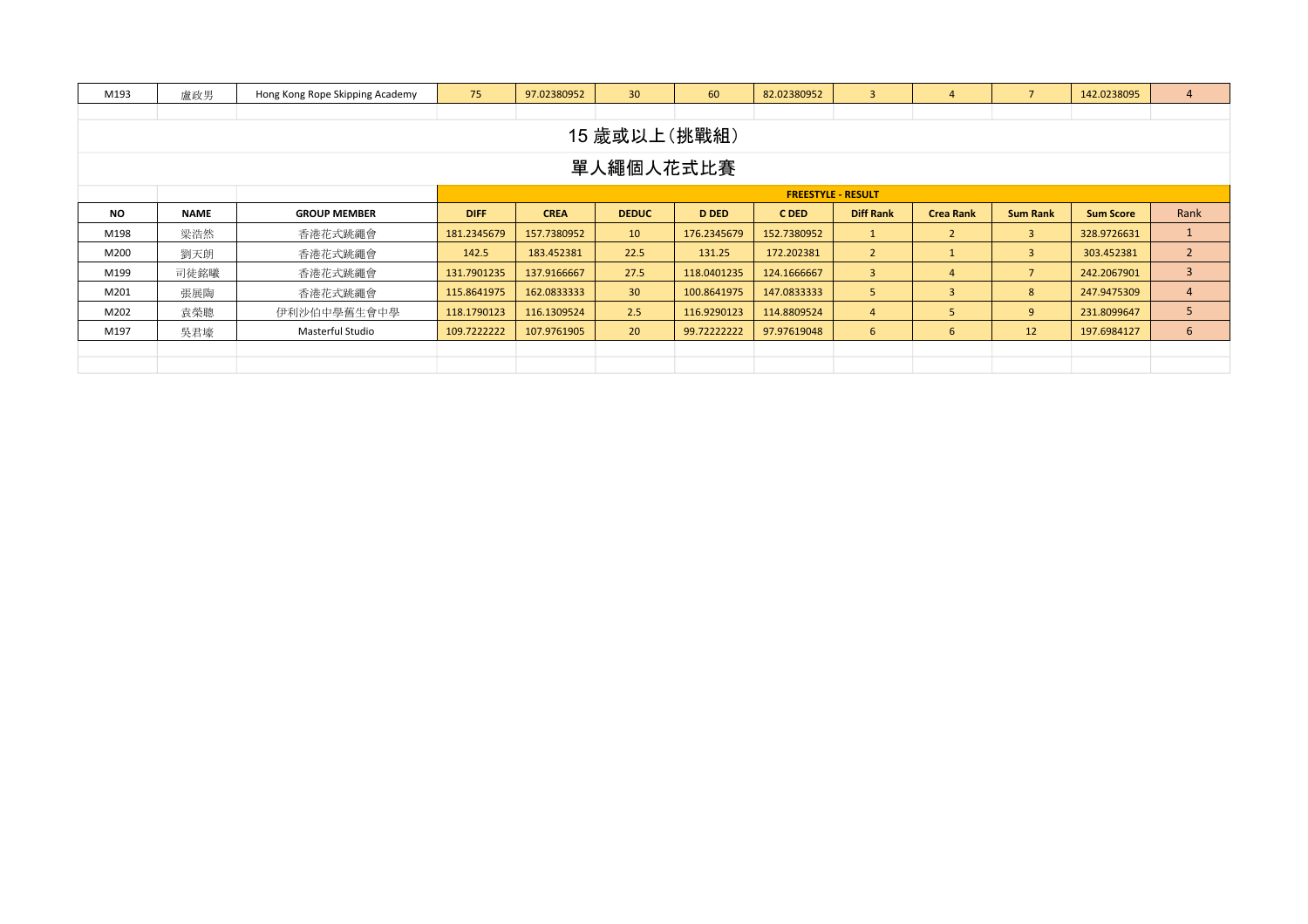| | | | | | | | | | | | | |
|---|---|---|---|---|---|---|---|---|---|---|---|---|
| M193 | 盧政男 | Hong Kong Rope Skipping Academy | 75 | 97.02380952 | 30 | 60 | 82.02380952 | 3 | 4 | 7 | 142.0238095 | 4 |

## 15 歲或以上(挑戰組)

## 單人繩個人花式比賽

| | | | FREESTYLE - RESULT | | | | | | | | | |
|---|---|---|---|---|---|---|---|---|---|---|---|---|
| **NO** | **NAME** | **GROUP MEMBER** | **DIFF** | **CREA** | **DEDUC** | **D DED** | **C DED** | **Diff Rank** | **Crea Rank** | **Sum Rank** | **Sum Score** | Rank |
| M198 | 梁浩然 | 香港花式跳繩會 | 181.2345679 | 157.7380952 | 10 | 176.2345679 | 152.7380952 | 1 | 2 | 3 | 328.9726631 | 1 |
| M200 | 劉天朗 | 香港花式跳繩會 | 142.5 | 183.452381 | 22.5 | 131.25 | 172.202381 | 2 | 1 | 3 | 303.452381 | 2 |
| M199 | 司徒銘曦 | 香港花式跳繩會 | 131.7901235 | 137.9166667 | 27.5 | 118.0401235 | 124.1666667 | 3 | 4 | 7 | 242.2067901 | 3 |
| M201 | 張展陶 | 香港花式跳繩會 | 115.8641975 | 162.0833333 | 30 | 100.8641975 | 147.0833333 | 5 | 3 | 8 | 247.9475309 | 4 |
| M202 | 袁棨聰 | 伊利沙伯中學舊生會中學 | 118.1790123 | 116.1309524 | 2.5 | 116.9290123 | 114.8809524 | 4 | 5 | 9 | 231.8099647 | 5 |
| M197 | 吳君壕 | Masterful Studio | 109.7222222 | 107.9761905 | 20 | 99.72222222 | 97.97619048 | 6 | 6 | 12 | 197.6984127 | 6 |